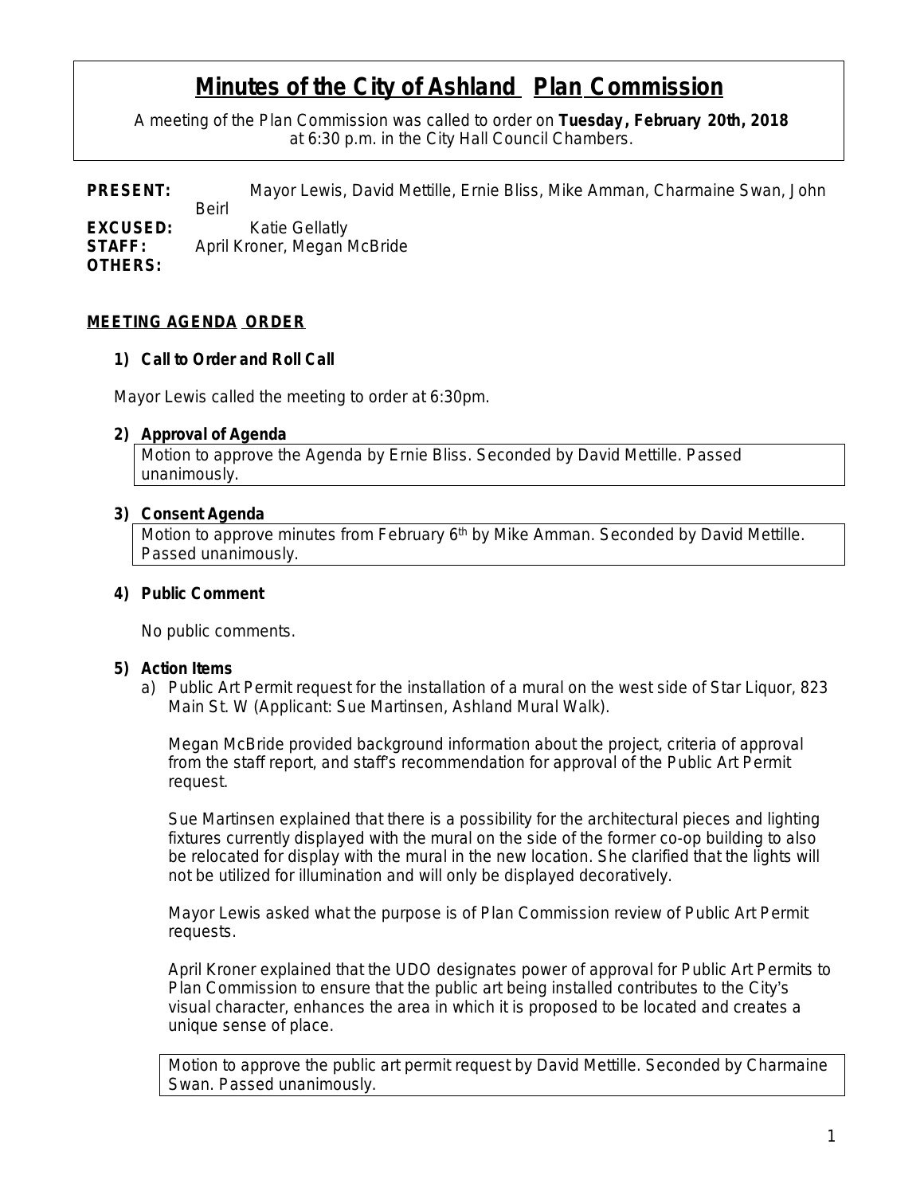# Minutes of the City of Ashland Plan Commission

A meeting of the Plan Commission was called to order on **Tuesday, February 20th, 2018** at 6:30 p.m. in the City Hall Council Chambers.

**PRESENT:** Mayor Lewis, David Mettille, Ernie Bliss, Mike Amman, Charmaine Swan, John Beirl
**EXCUSED:** Katie Gellatly
**STAFF:** April Kroner, Megan McBride
**OTHERS:**

## MEETING AGENDA ORDER

### 1) Call to Order and Roll Call

Mayor Lewis called the meeting to order at 6:30pm.

### 2) Approval of Agenda

Motion to approve the Agenda by Ernie Bliss. Seconded by David Mettille. Passed unanimously.

### 3) Consent Agenda

Motion to approve minutes from February 6th by Mike Amman. Seconded by David Mettille. Passed unanimously.

### 4) Public Comment

No public comments.

### 5) Action Items

a) Public Art Permit request for the installation of a mural on the west side of Star Liquor, 823 Main St. W (Applicant: Sue Martinsen, Ashland Mural Walk).

Megan McBride provided background information about the project, criteria of approval from the staff report, and staff's recommendation for approval of the Public Art Permit request.

Sue Martinsen explained that there is a possibility for the architectural pieces and lighting fixtures currently displayed with the mural on the side of the former co-op building to also be relocated for display with the mural in the new location. She clarified that the lights will not be utilized for illumination and will only be displayed decoratively.

Mayor Lewis asked what the purpose is of Plan Commission review of Public Art Permit requests.

April Kroner explained that the UDO designates power of approval for Public Art Permits to Plan Commission to ensure that the public art being installed contributes to the City's visual character, enhances the area in which it is proposed to be located and creates a unique sense of place.

Motion to approve the public art permit request by David Mettille. Seconded by Charmaine Swan. Passed unanimously.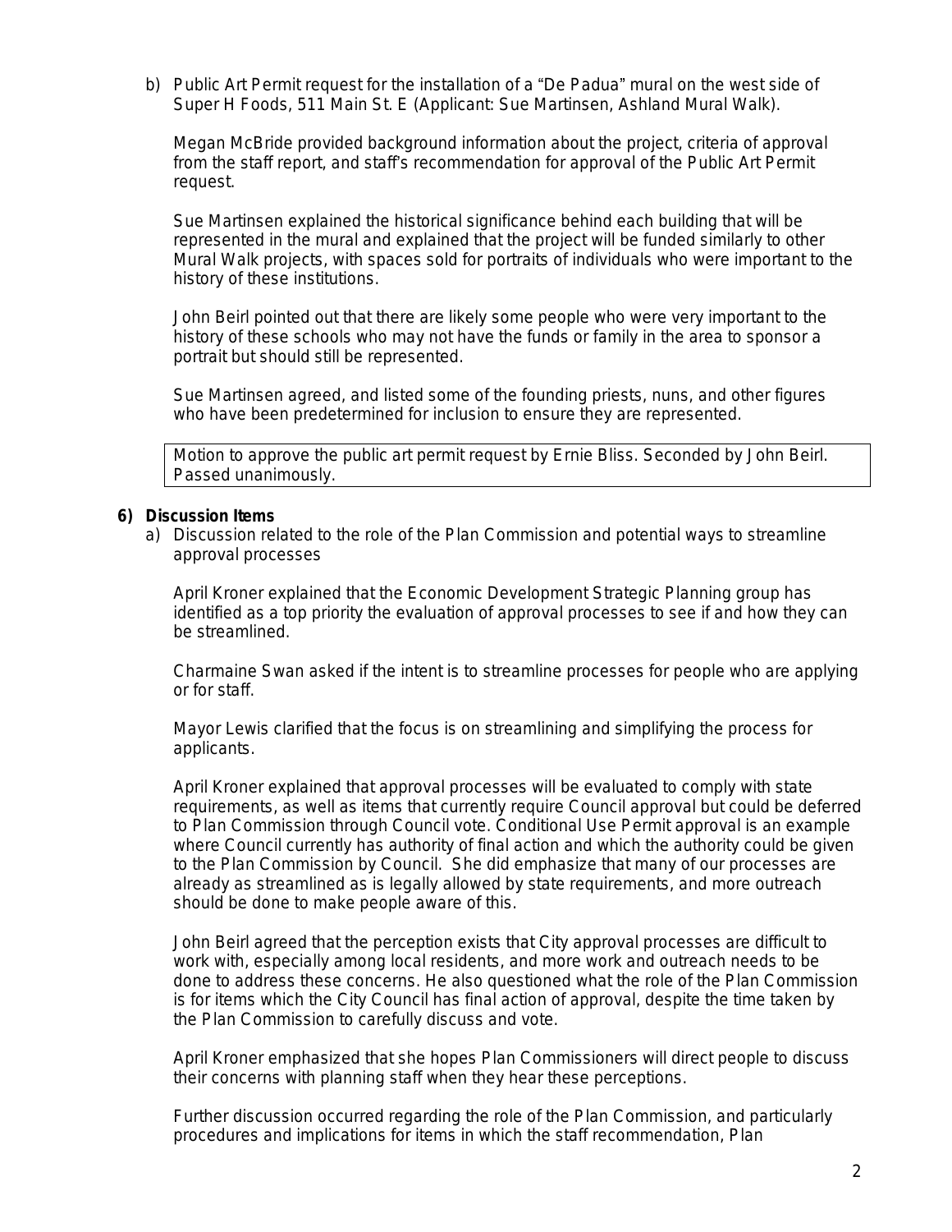b) Public Art Permit request for the installation of a "De Padua" mural on the west side of Super H Foods, 511 Main St. E (Applicant: Sue Martinsen, Ashland Mural Walk).

   Megan McBride provided background information about the project, criteria of approval from the staff report, and staff's recommendation for approval of the Public Art Permit request.

   Sue Martinsen explained the historical significance behind each building that will be represented in the mural and explained that the project will be funded similarly to other Mural Walk projects, with spaces sold for portraits of individuals who were important to the history of these institutions.

   John Beirl pointed out that there are likely some people who were very important to the history of these schools who may not have the funds or family in the area to sponsor a portrait but should still be represented.

   Sue Martinsen agreed, and listed some of the founding priests, nuns, and other figures who have been predetermined for inclusion to ensure they are represented.

   Motion to approve the public art permit request by Ernie Bliss. Seconded by John Beirl. Passed unanimously.

**6) Discussion Items**

a) Discussion related to the role of the Plan Commission and potential ways to streamline approval processes

   April Kroner explained that the Economic Development Strategic Planning group has identified as a top priority the evaluation of approval processes to see if and how they can be streamlined.

   Charmaine Swan asked if the intent is to streamline processes for people who are applying or for staff.

   Mayor Lewis clarified that the focus is on streamlining and simplifying the process for applicants.

   April Kroner explained that approval processes will be evaluated to comply with state requirements, as well as items that currently require Council approval but could be deferred to Plan Commission through Council vote. Conditional Use Permit approval is an example where Council currently has authority of final action and which the authority could be given to the Plan Commission by Council. She did emphasize that many of our processes are already as streamlined as is legally allowed by state requirements, and more outreach should be done to make people aware of this.

   John Beirl agreed that the perception exists that City approval processes are difficult to work with, especially among local residents, and more work and outreach needs to be done to address these concerns. He also questioned what the role of the Plan Commission is for items which the City Council has final action of approval, despite the time taken by the Plan Commission to carefully discuss and vote.

   April Kroner emphasized that she hopes Plan Commissioners will direct people to discuss their concerns with planning staff when they hear these perceptions.

   Further discussion occurred regarding the role of the Plan Commission, and particularly procedures and implications for items in which the staff recommendation, Plan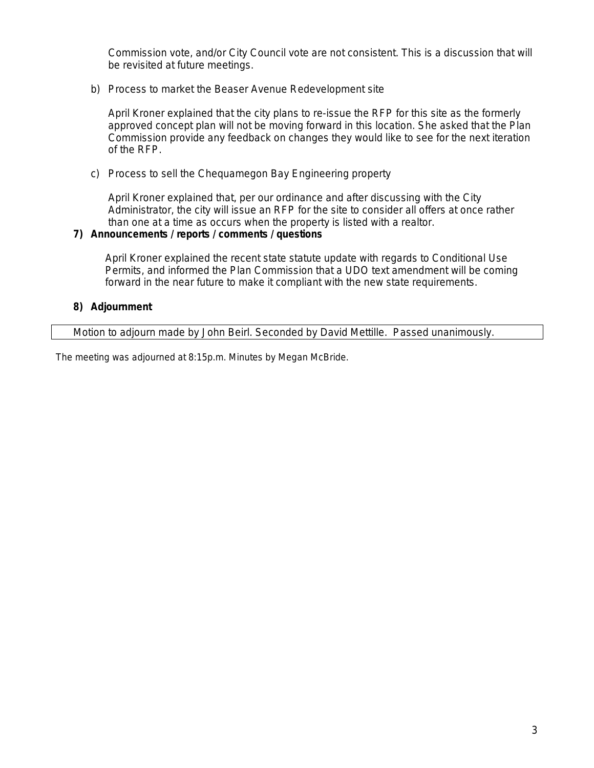Commission vote, and/or City Council vote are not consistent. This is a discussion that will be revisited at future meetings.

b) Process to market the Beaser Avenue Redevelopment site

April Kroner explained that the city plans to re-issue the RFP for this site as the formerly approved concept plan will not be moving forward in this location. She asked that the Plan Commission provide any feedback on changes they would like to see for the next iteration of the RFP.

c) Process to sell the Chequamegon Bay Engineering property

April Kroner explained that, per our ordinance and after discussing with the City Administrator, the city will issue an RFP for the site to consider all offers at once rather than one at a time as occurs when the property is listed with a realtor.

**7) Announcements / reports / comments / questions**

April Kroner explained the recent state statute update with regards to Conditional Use Permits, and informed the Plan Commission that a UDO text amendment will be coming forward in the near future to make it compliant with the new state requirements.

**8) Adjournment**

Motion to adjourn made by John Beirl. Seconded by David Mettille. Passed unanimously.

The meeting was adjourned at 8:15p.m. Minutes by Megan McBride.